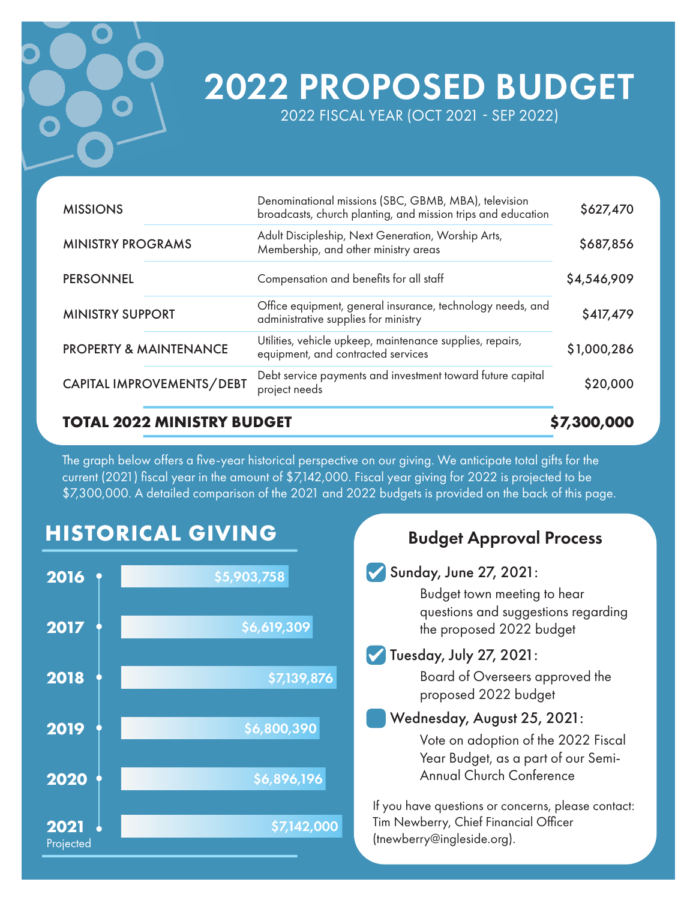# 2022 PROPOSED BUDGET

2022 FISCAL YEAR (OCT 2021 - SEP 2022)

| Category | Description | Amount |
|---|---|---|
| MISSIONS | Denominational missions (SBC, GBMB, MBA), television broadcasts, church planting, and mission trips and education | $627,470 |
| MINISTRY PROGRAMS | Adult Discipleship, Next Generation, Worship Arts, Membership, and other ministry areas | $687,856 |
| PERSONNEL | Compensation and benefits for all staff | $4,546,909 |
| MINISTRY SUPPORT | Office equipment, general insurance, technology needs, and administrative supplies for ministry | $417,479 |
| PROPERTY & MAINTENANCE | Utilities, vehicle upkeep, maintenance supplies, repairs, equipment, and contracted services | $1,000,286 |
| CAPITAL IMPROVEMENTS/DEBT | Debt service payments and investment toward future capital project needs | $20,000 |
| **TOTAL 2022 MINISTRY BUDGET** | | **$7,300,000** |

The graph below offers a five-year historical perspective on our giving. We anticipate total gifts for the current (2021) fiscal year in the amount of $7,142,000. Fiscal year giving for 2022 is projected to be $7,300,000. A detailed comparison of the 2021 and 2022 budgets is provided on the back of this page.

## HISTORICAL GIVING

| Year | Giving |
|---|---|
| 2016 | $5,903,758 |
| 2017 | $6,619,309 |
| 2018 | $7,139,876 |
| 2019 | $6,800,390 |
| 2020 | $6,896,196 |
| 2021 Projected | $7,142,000 |

## Budget Approval Process

- [x] **Sunday, June 27, 2021:**
  Budget town meeting to hear questions and suggestions regarding the proposed 2022 budget
- [x] **Tuesday, July 27, 2021:**
  Board of Overseers approved the proposed 2022 budget
- [ ] **Wednesday, August 25, 2021:**
  Vote on adoption of the 2022 Fiscal Year Budget, as a part of our Semi-Annual Church Conference

If you have questions or concerns, please contact: Tim Newberry, Chief Financial Officer (tnewberry@ingleside.org).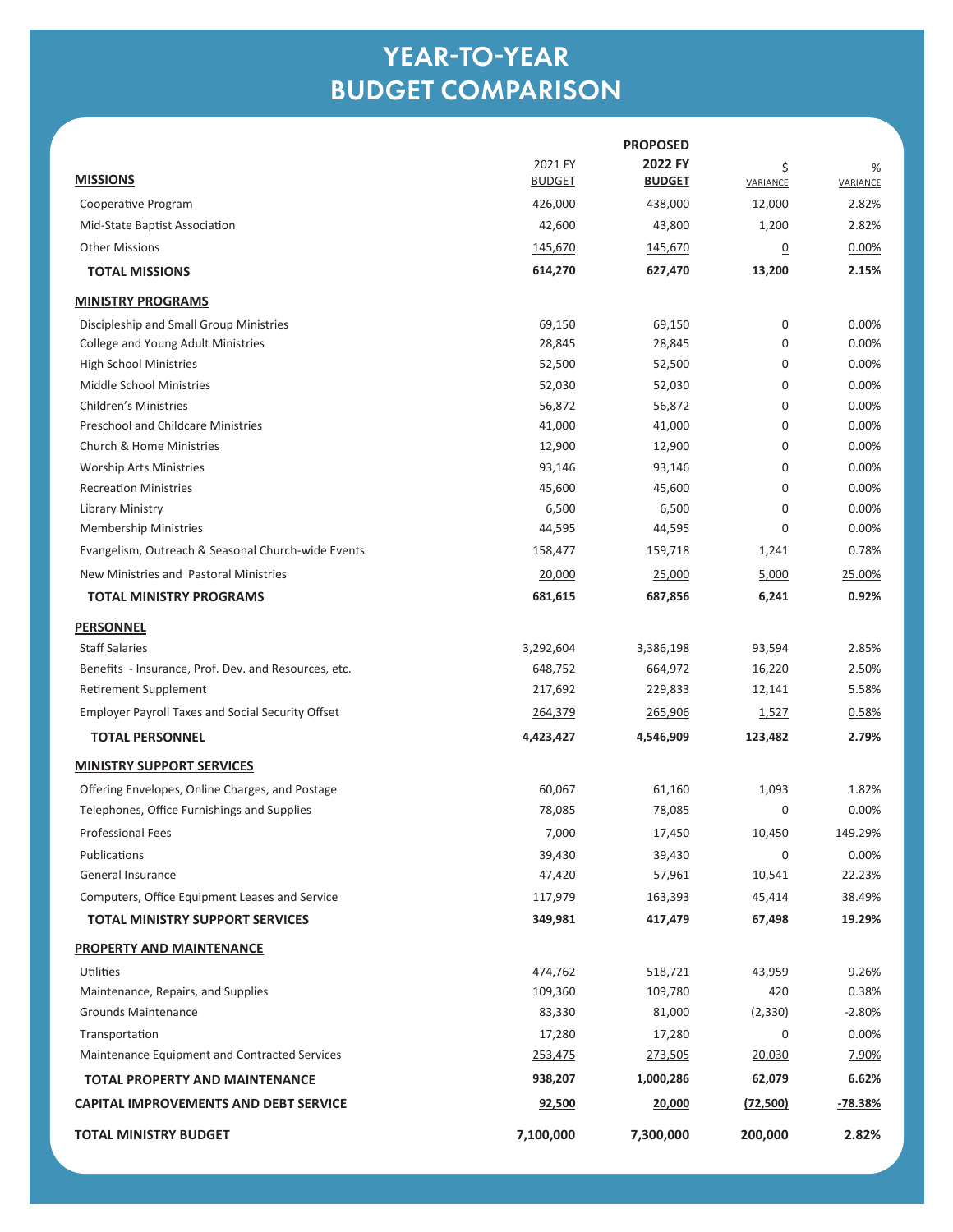# YEAR-TO-YEAR BUDGET COMPARISON

| | 2021 FY BUDGET | PROPOSED 2022 FY BUDGET | $ VARIANCE | % VARIANCE |
|---|---|---|---|---|
| **MISSIONS** | | | | |
| Cooperative Program | 426,000 | 438,000 | 12,000 | 2.82% |
| Mid-State Baptist Association | 42,600 | 43,800 | 1,200 | 2.82% |
| Other Missions | 145,670 | 145,670 | 0 | 0.00% |
| **TOTAL MISSIONS** | **614,270** | **627,470** | **13,200** | **2.15%** |
| **MINISTRY PROGRAMS** | | | | |
| Discipleship and Small Group Ministries | 69,150 | 69,150 | 0 | 0.00% |
| College and Young Adult Ministries | 28,845 | 28,845 | 0 | 0.00% |
| High School Ministries | 52,500 | 52,500 | 0 | 0.00% |
| Middle School Ministries | 52,030 | 52,030 | 0 | 0.00% |
| Children's Ministries | 56,872 | 56,872 | 0 | 0.00% |
| Preschool and Childcare Ministries | 41,000 | 41,000 | 0 | 0.00% |
| Church & Home Ministries | 12,900 | 12,900 | 0 | 0.00% |
| Worship Arts Ministries | 93,146 | 93,146 | 0 | 0.00% |
| Recreation Ministries | 45,600 | 45,600 | 0 | 0.00% |
| Library Ministry | 6,500 | 6,500 | 0 | 0.00% |
| Membership Ministries | 44,595 | 44,595 | 0 | 0.00% |
| Evangelism, Outreach & Seasonal Church-wide Events | 158,477 | 159,718 | 1,241 | 0.78% |
| New Ministries and Pastoral Ministries | 20,000 | 25,000 | 5,000 | 25.00% |
| **TOTAL MINISTRY PROGRAMS** | **681,615** | **687,856** | **6,241** | **0.92%** |
| **PERSONNEL** | | | | |
| Staff Salaries | 3,292,604 | 3,386,198 | 93,594 | 2.85% |
| Benefits - Insurance, Prof. Dev. and Resources, etc. | 648,752 | 664,972 | 16,220 | 2.50% |
| Retirement Supplement | 217,692 | 229,833 | 12,141 | 5.58% |
| Employer Payroll Taxes and Social Security Offset | 264,379 | 265,906 | 1,527 | 0.58% |
| **TOTAL PERSONNEL** | **4,423,427** | **4,546,909** | **123,482** | **2.79%** |
| **MINISTRY SUPPORT SERVICES** | | | | |
| Offering Envelopes, Online Charges, and Postage | 60,067 | 61,160 | 1,093 | 1.82% |
| Telephones, Office Furnishings and Supplies | 78,085 | 78,085 | 0 | 0.00% |
| Professional Fees | 7,000 | 17,450 | 10,450 | 149.29% |
| Publications | 39,430 | 39,430 | 0 | 0.00% |
| General Insurance | 47,420 | 57,961 | 10,541 | 22.23% |
| Computers, Office Equipment Leases and Service | 117,979 | 163,393 | 45,414 | 38.49% |
| **TOTAL MINISTRY SUPPORT SERVICES** | **349,981** | **417,479** | **67,498** | **19.29%** |
| **PROPERTY AND MAINTENANCE** | | | | |
| Utilities | 474,762 | 518,721 | 43,959 | 9.26% |
| Maintenance, Repairs, and Supplies | 109,360 | 109,780 | 420 | 0.38% |
| Grounds Maintenance | 83,330 | 81,000 | (2,330) | -2.80% |
| Transportation | 17,280 | 17,280 | 0 | 0.00% |
| Maintenance Equipment and Contracted Services | 253,475 | 273,505 | 20,030 | 7.90% |
| **TOTAL PROPERTY AND MAINTENANCE** | **938,207** | **1,000,286** | **62,079** | **6.62%** |
| **CAPITAL IMPROVEMENTS AND DEBT SERVICE** | **92,500** | **20,000** | **(72,500)** | **-78.38%** |
| **TOTAL MINISTRY BUDGET** | **7,100,000** | **7,300,000** | **200,000** | **2.82%** |